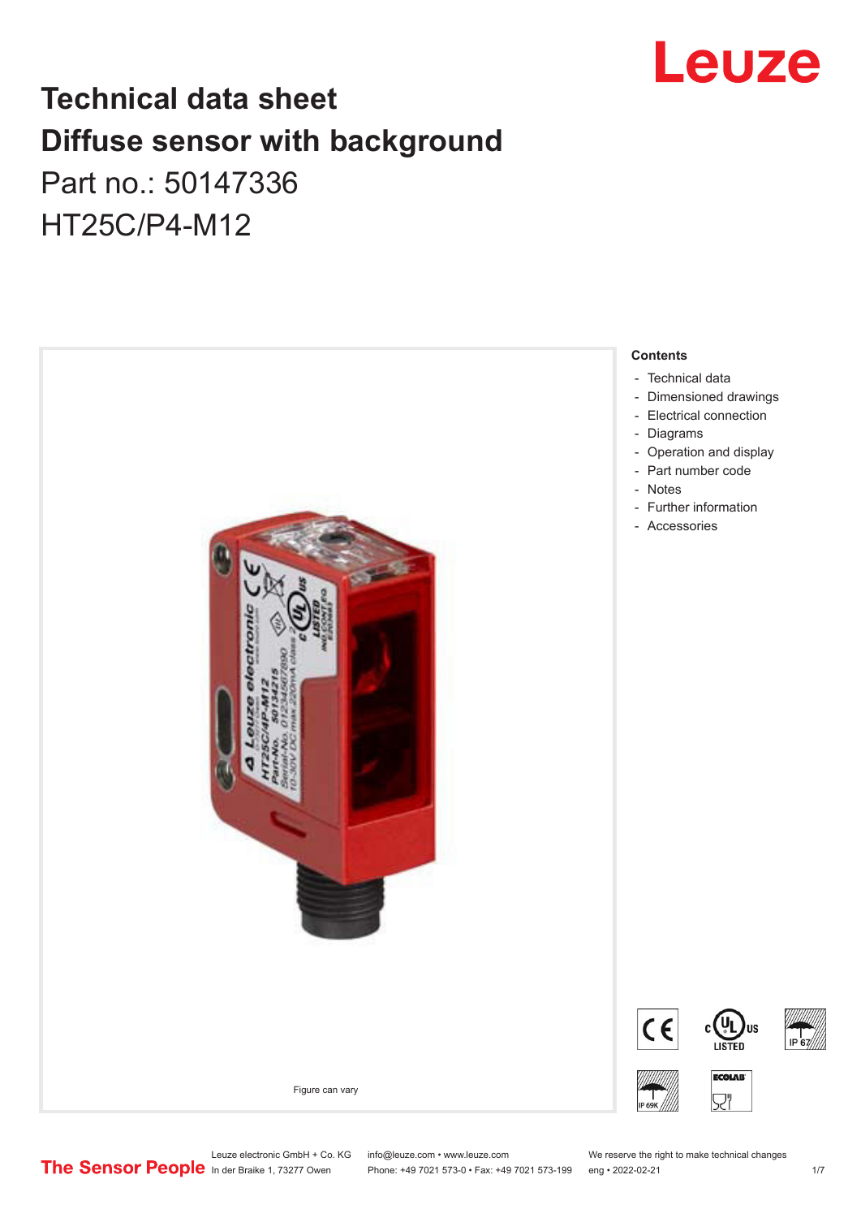# Technical data sheet
# Diffuse sensor with background

Part no.: 50147336

HT25C/P4-M12

Figure can vary

**Contents**

- Technical data
- Dimensioned drawings
- Electrical connection
- Diagrams
- Operation and display
- Part number code
- Notes
- Further information
- Accessories

Leuze electronic GmbH + Co. KG
In der Braike 1, 73277 Owen

info@leuze.com • www.leuze.com
Phone: +49 7021 573-0 • Fax: +49 7021 573-199

We reserve the right to make technical changes
eng • 2022-02-21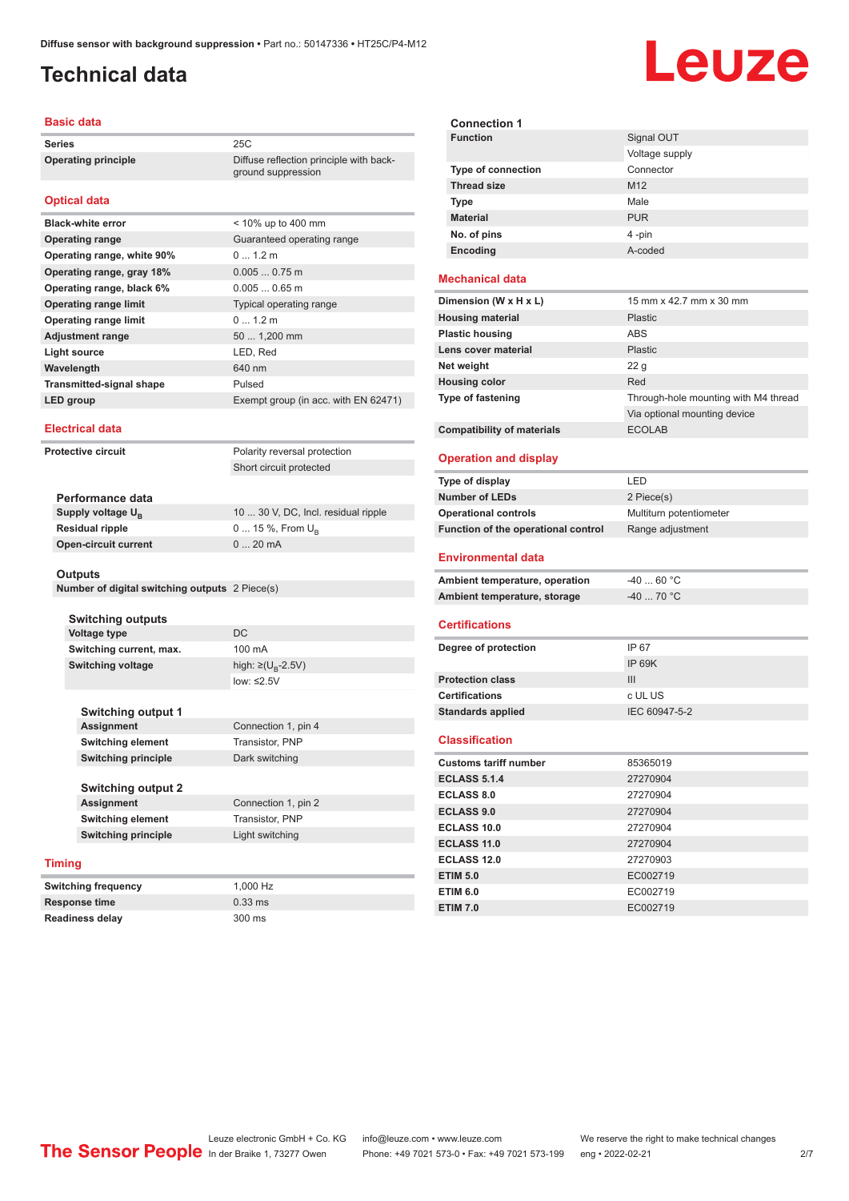# Technical data

## Basic data

| | |
|---|---|
| Series | 25C |
| Operating principle | Diffuse reflection principle with background suppression |

## Optical data

| | |
|---|---|
| Black-white error | < 10% up to 400 mm |
| Operating range | Guaranteed operating range |
| Operating range, white 90% | 0 ... 1.2 m |
| Operating range, gray 18% | 0.005 ... 0.75 m |
| Operating range, black 6% | 0.005 ... 0.65 m |
| Operating range limit | Typical operating range |
| Operating range limit | 0 ... 1.2 m |
| Adjustment range | 50 ... 1,200 mm |
| Light source | LED, Red |
| Wavelength | 640 nm |
| Transmitted-signal shape | Pulsed |
| LED group | Exempt group (in acc. with EN 62471) |

## Electrical data

| | |
|---|---|
| Protective circuit | Polarity reversal protection |
| | Short circuit protected |

### Performance data

| | |
|---|---|
| Supply voltage $U_B$ | 10 ... 30 V, DC, Incl. residual ripple |
| Residual ripple | 0 ... 15 %, From $U_B$ |
| Open-circuit current | 0 ... 20 mA |

### Outputs

| | |
|---|---|
| Number of digital switching outputs | 2 Piece(s) |

#### Switching outputs

| | |
|---|---|
| Voltage type | DC |
| Switching current, max. | 100 mA |
| Switching voltage | high: ≥($U_B$-2.5V) |
| | low: ≤2.5V |

#### Switching output 1

| | |
|---|---|
| Assignment | Connection 1, pin 4 |
| Switching element | Transistor, PNP |
| Switching principle | Dark switching |

#### Switching output 2

| | |
|---|---|
| Assignment | Connection 1, pin 2 |
| Switching element | Transistor, PNP |
| Switching principle | Light switching |

## Timing

| | |
|---|---|
| Switching frequency | 1,000 Hz |
| Response time | 0.33 ms |
| Readiness delay | 300 ms |

### Connection 1

| | |
|---|---|
| Function | Signal OUT |
| | Voltage supply |
| Type of connection | Connector |
| Thread size | M12 |
| Type | Male |
| Material | PUR |
| No. of pins | 4 -pin |
| Encoding | A-coded |

## Mechanical data

| | |
|---|---|
| Dimension (W x H x L) | 15 mm x 42.7 mm x 30 mm |
| Housing material | Plastic |
| Plastic housing | ABS |
| Lens cover material | Plastic |
| Net weight | 22 g |
| Housing color | Red |
| Type of fastening | Through-hole mounting with M4 thread |
| | Via optional mounting device |
| Compatibility of materials | ECOLAB |

## Operation and display

| | |
|---|---|
| Type of display | LED |
| Number of LEDs | 2 Piece(s) |
| Operational controls | Multiturn potentiometer |
| Function of the operational control | Range adjustment |

## Environmental data

| | |
|---|---|
| Ambient temperature, operation | -40 ... 60 °C |
| Ambient temperature, storage | -40 ... 70 °C |

## Certifications

| | |
|---|---|
| Degree of protection | IP 67 |
| | IP 69K |
| Protection class | III |
| Certifications | c UL US |
| Standards applied | IEC 60947-5-2 |

## Classification

| | |
|---|---|
| Customs tariff number | 85365019 |
| ECLASS 5.1.4 | 27270904 |
| ECLASS 8.0 | 27270904 |
| ECLASS 9.0 | 27270904 |
| ECLASS 10.0 | 27270904 |
| ECLASS 11.0 | 27270904 |
| ECLASS 12.0 | 27270903 |
| ETIM 5.0 | EC002719 |
| ETIM 6.0 | EC002719 |
| ETIM 7.0 | EC002719 |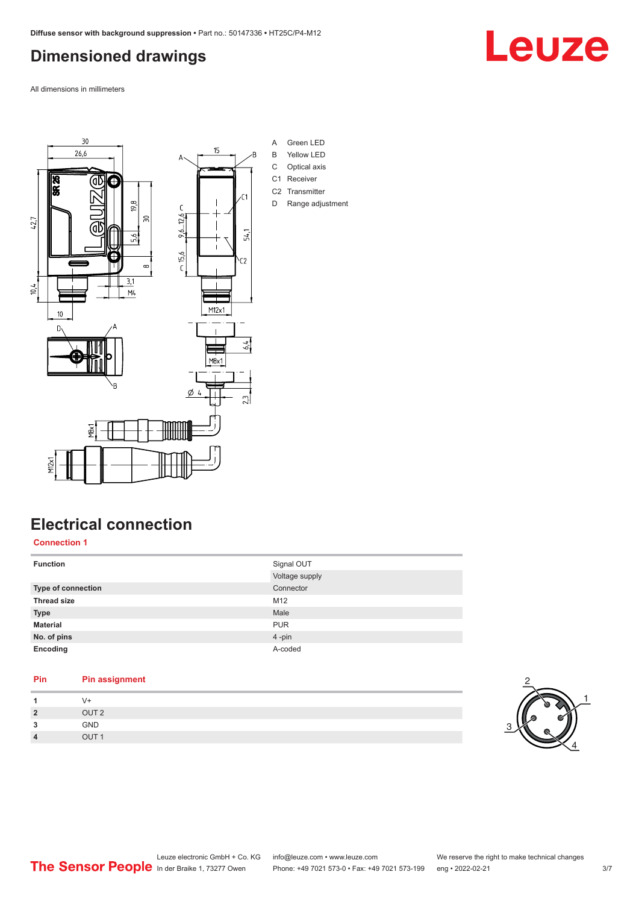# Dimensioned drawings

All dimensions in millimeters

A Green LED
B Yellow LED
C Optical axis
C1 Receiver
C2 Transmitter
D Range adjustment

# Electrical connection

## Connection 1

| | |
|---|---|
| **Function** | Signal OUT |
| | Voltage supply |
| **Type of connection** | Connector |
| **Thread size** | M12 |
| **Type** | Male |
| **Material** | PUR |
| **No. of pins** | 4 -pin |
| **Encoding** | A-coded |

| Pin | Pin assignment |
|---|---|
| **1** | V+ |
| **2** | OUT 2 |
| **3** | GND |
| **4** | OUT 1 |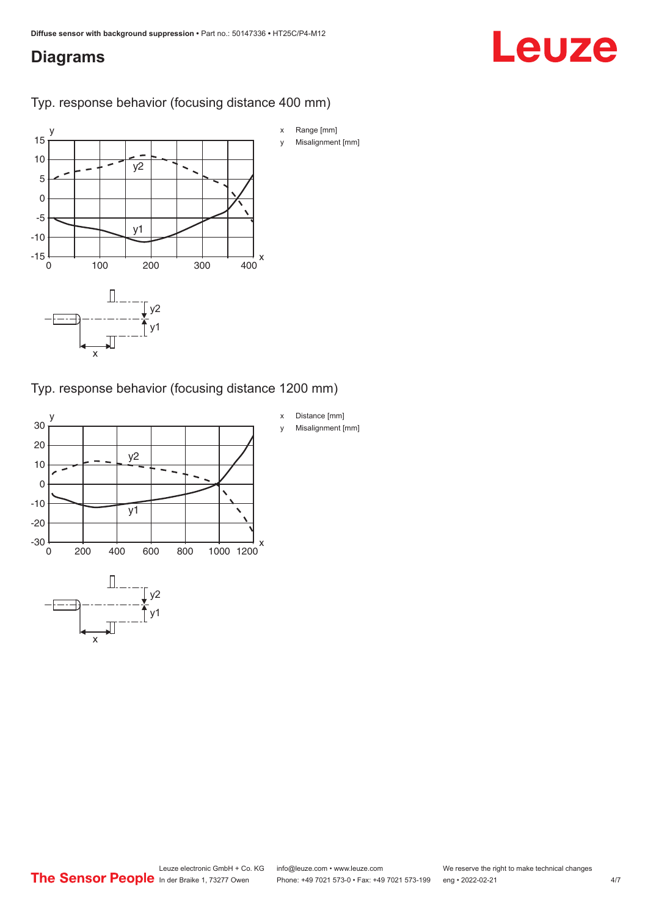## Diagrams

Typ. response behavior (focusing distance 400 mm)

x Range [mm]

y Misalignment [mm]

Typ. response behavior (focusing distance 1200 mm)

x Distance [mm]

y Misalignment [mm]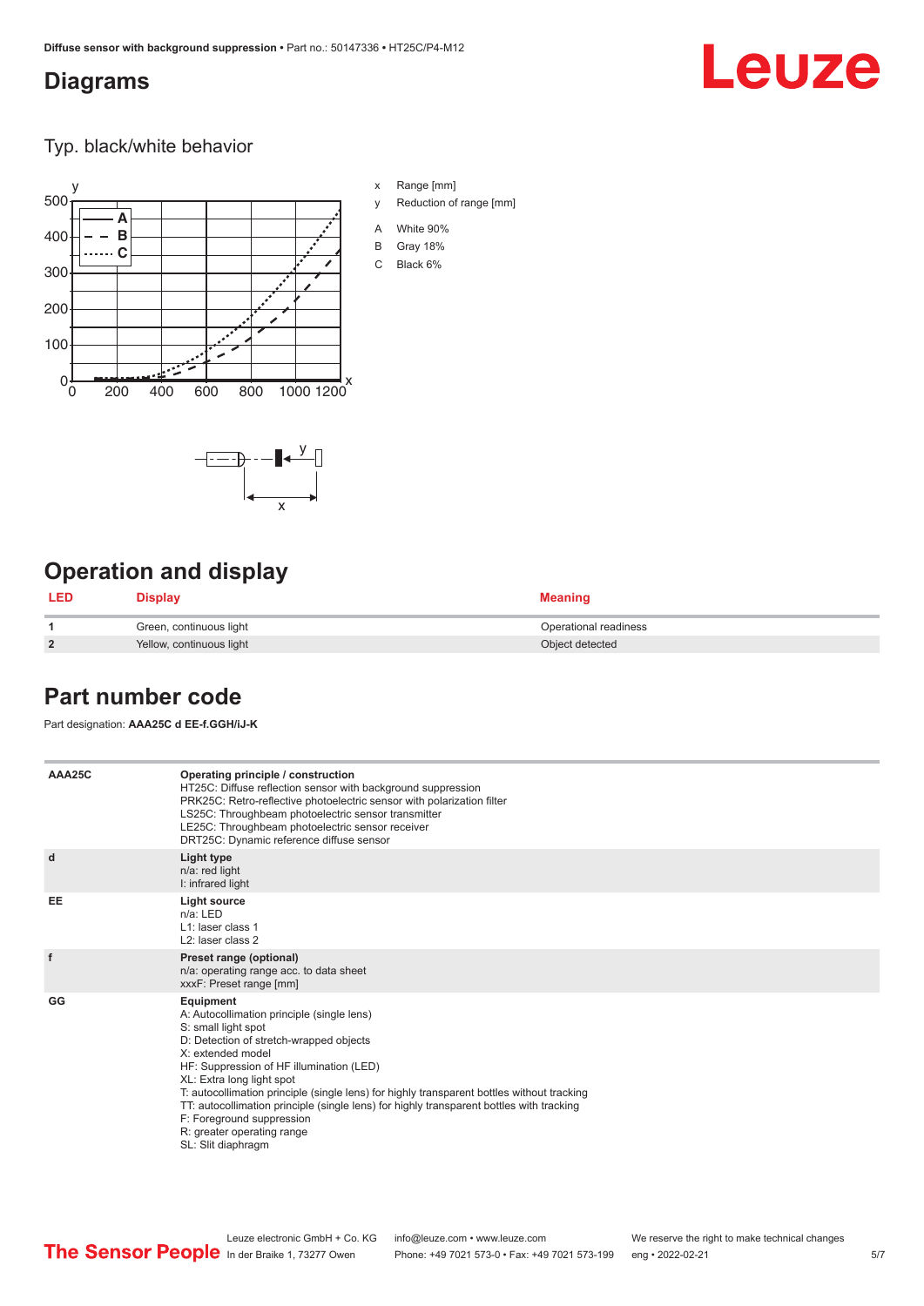# Diagrams

## Typ. black/white behavior

x Range [mm]
y Reduction of range [mm]

A White 90%
B Gray 18%
C Black 6%

# Operation and display

| LED | Display | Meaning |
|---|---|---|
| 1 | Green, continuous light | Operational readiness |
| 2 | Yellow, continuous light | Object detected |

# Part number code

Part designation: **AAA25C d EE-f.GGH/iJ-K**

| | |
|---|---|
| AAA25C | **Operating principle / construction**<br>HT25C: Diffuse reflection sensor with background suppression<br>PRK25C: Retro-reflective photoelectric sensor with polarization filter<br>LS25C: Throughbeam photoelectric sensor transmitter<br>LE25C: Throughbeam photoelectric sensor receiver<br>DRT25C: Dynamic reference diffuse sensor |
| d | **Light type**<br>n/a: red light<br>I: infrared light |
| EE | **Light source**<br>n/a: LED<br>L1: laser class 1<br>L2: laser class 2 |
| f | **Preset range (optional)**<br>n/a: operating range acc. to data sheet<br>xxxF: Preset range [mm] |
| GG | **Equipment**<br>A: Autocollimation principle (single lens)<br>S: small light spot<br>D: Detection of stretch-wrapped objects<br>X: extended model<br>HF: Suppression of HF illumination (LED)<br>XL: Extra long light spot<br>T: autocollimation principle (single lens) for highly transparent bottles without tracking<br>TT: autocollimation principle (single lens) for highly transparent bottles with tracking<br>F: Foreground suppression<br>R: greater operating range<br>SL: Slit diaphragm |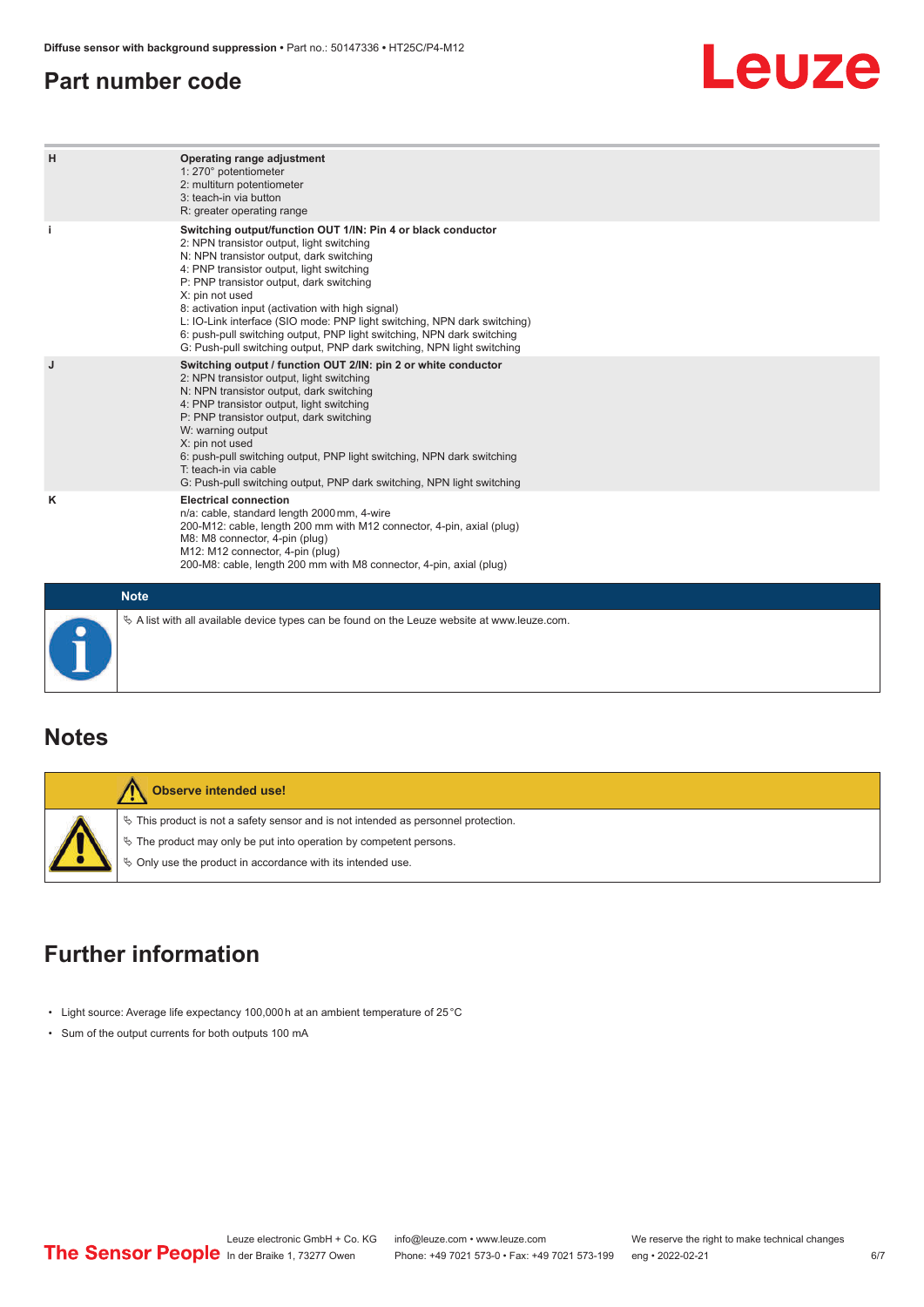## Part number code

| | |
|---|---|
| H | **Operating range adjustment**<br>1: 270° potentiometer<br>2: multiturn potentiometer<br>3: teach-in via button<br>R: greater operating range |
| i | **Switching output/function OUT 1/IN: Pin 4 or black conductor**<br>2: NPN transistor output, light switching<br>N: NPN transistor output, dark switching<br>4: PNP transistor output, light switching<br>P: PNP transistor output, dark switching<br>X: pin not used<br>8: activation input (activation with high signal)<br>L: IO-Link interface (SIO mode: PNP light switching, NPN dark switching)<br>6: push-pull switching output, PNP light switching, NPN dark switching<br>G: Push-pull switching output, PNP dark switching, NPN light switching |
| J | **Switching output / function OUT 2/IN: pin 2 or white conductor**<br>2: NPN transistor output, light switching<br>N: NPN transistor output, dark switching<br>4: PNP transistor output, light switching<br>P: PNP transistor output, dark switching<br>W: warning output<br>X: pin not used<br>6: push-pull switching output, PNP light switching, NPN dark switching<br>T: teach-in via cable<br>G: Push-pull switching output, PNP dark switching, NPN light switching |
| K | **Electrical connection**<br>n/a: cable, standard length 2000 mm, 4-wire<br>200-M12: cable, length 200 mm with M12 connector, 4-pin, axial (plug)<br>M8: M8 connector, 4-pin (plug)<br>M12: M12 connector, 4-pin (plug)<br>200-M8: cable, length 200 mm with M8 connector, 4-pin, axial (plug) |

**Note**

- A list with all available device types can be found on the Leuze website at www.leuze.com.

## Notes

**Observe intended use!**

- This product is not a safety sensor and is not intended as personnel protection.
- The product may only be put into operation by competent persons.
- Only use the product in accordance with its intended use.

## Further information

- Light source: Average life expectancy 100,000 h at an ambient temperature of 25 °C
- Sum of the output currents for both outputs 100 mA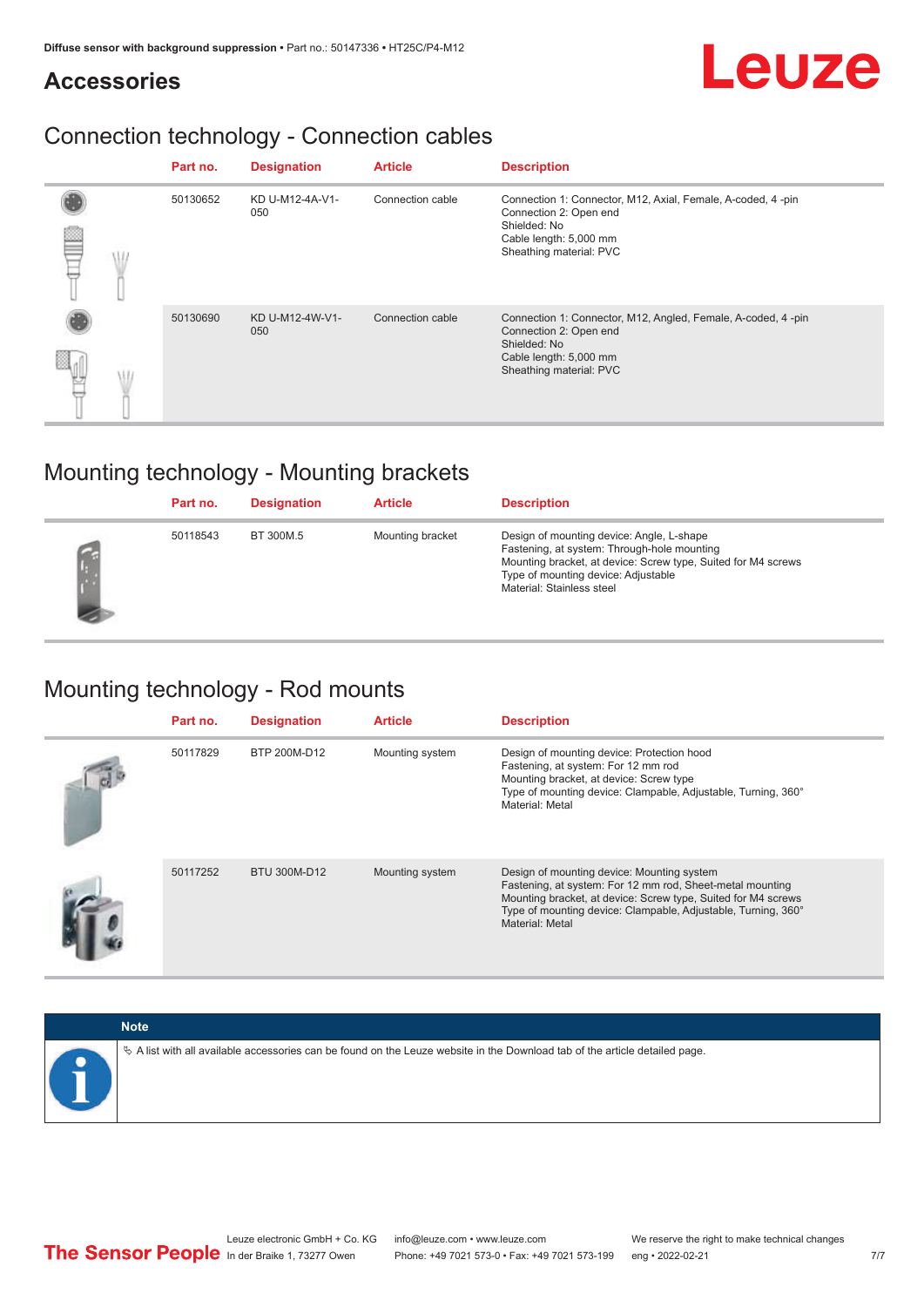## Accessories

## Connection technology - Connection cables

| | Part no. | Designation | Article | Description |
|---|---|---|---|---|
| | 50130652 | KD U-M12-4A-V1-050 | Connection cable | Connection 1: Connector, M12, Axial, Female, A-coded, 4 -pin<br>Connection 2: Open end<br>Shielded: No<br>Cable length: 5,000 mm<br>Sheathing material: PVC |
| | 50130690 | KD U-M12-4W-V1-050 | Connection cable | Connection 1: Connector, M12, Angled, Female, A-coded, 4 -pin<br>Connection 2: Open end<br>Shielded: No<br>Cable length: 5,000 mm<br>Sheathing material: PVC |

## Mounting technology - Mounting brackets

| | Part no. | Designation | Article | Description |
|---|---|---|---|---|
| | 50118543 | BT 300M.5 | Mounting bracket | Design of mounting device: Angle, L-shape<br>Fastening, at system: Through-hole mounting<br>Mounting bracket, at device: Screw type, Suited for M4 screws<br>Type of mounting device: Adjustable<br>Material: Stainless steel |

## Mounting technology - Rod mounts

| | Part no. | Designation | Article | Description |
|---|---|---|---|---|
| | 50117829 | BTP 200M-D12 | Mounting system | Design of mounting device: Protection hood<br>Fastening, at system: For 12 mm rod<br>Mounting bracket, at device: Screw type<br>Type of mounting device: Clampable, Adjustable, Turning, 360°<br>Material: Metal |
| | 50117252 | BTU 300M-D12 | Mounting system | Design of mounting device: Mounting system<br>Fastening, at system: For 12 mm rod, Sheet-metal mounting<br>Mounting bracket, at device: Screw type, Suited for M4 screws<br>Type of mounting device: Clampable, Adjustable, Turning, 360°<br>Material: Metal |

**Note**

↳ A list with all available accessories can be found on the Leuze website in the Download tab of the article detailed page.